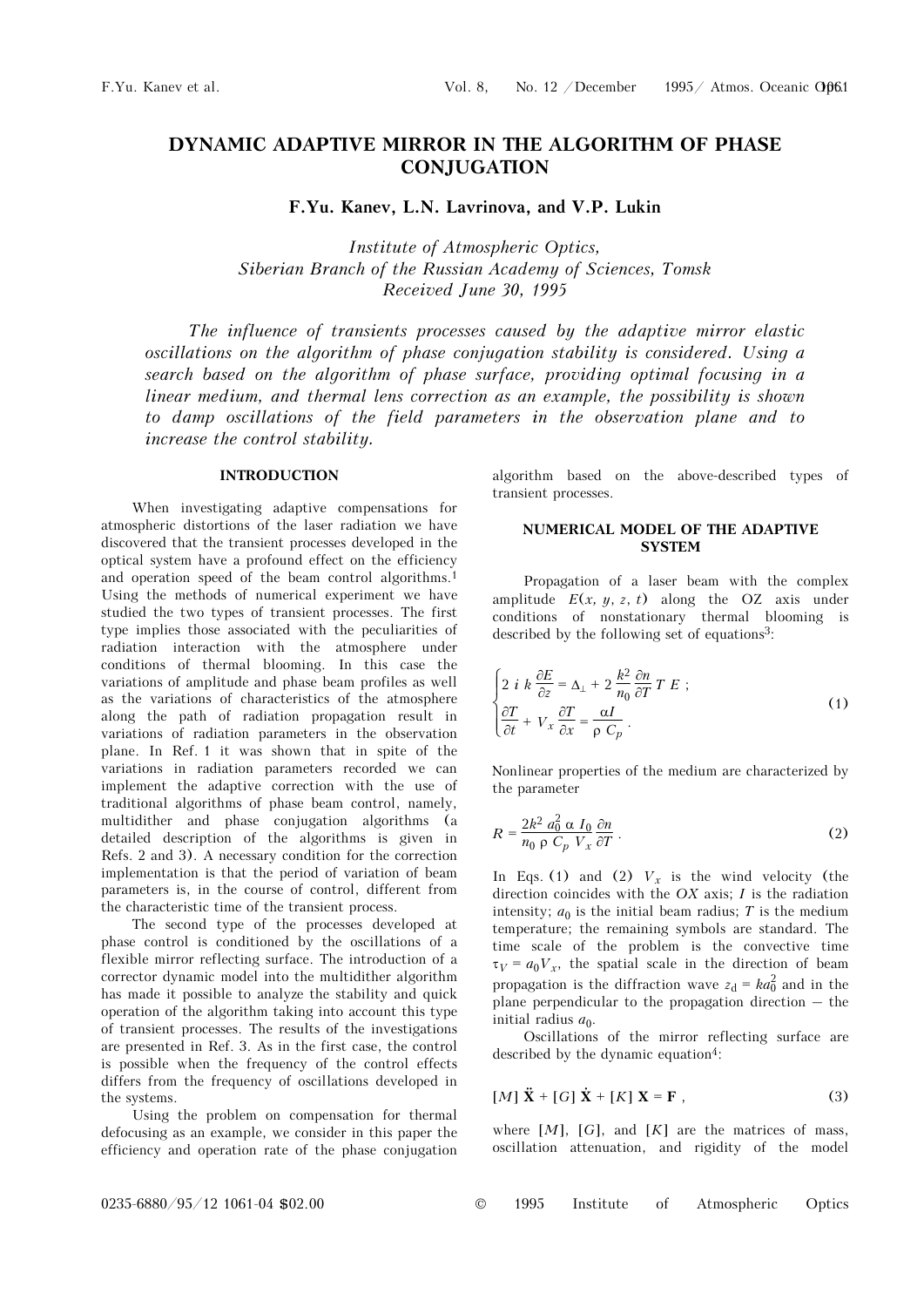# DYNAMIC ADAPTIVE MIRROR IN THE ALGORITHM OF PHASE CONJUGATION

**F.Yu. Kanev, L.N. Lavrinova, and V.P. Lukin**

*Institute of Atmospheric Optics,*
*Siberian Branch of the Russian Academy of Sciences, Tomsk*
*Received June 30, 1995*

*The influence of transients processes caused by the adaptive mirror elastic oscillations on the algorithm of phase conjugation stability is considered. Using a search based on the algorithm of phase surface, providing optimal focusing in a linear medium, and thermal lens correction as an example, the possibility is shown to damp oscillations of the field parameters in the observation plane and to increase the control stability.*

## INTRODUCTION

When investigating adaptive compensations for atmospheric distortions of the laser radiation we have discovered that the transient processes developed in the optical system have a profound effect on the efficiency and operation speed of the beam control algorithms.[1] Using the methods of numerical experiment we have studied the two types of transient processes. The first type implies those associated with the peculiarities of radiation interaction with the atmosphere under conditions of thermal blooming. In this case the variations of amplitude and phase beam profiles as well as the variations of characteristics of the atmosphere along the path of radiation propagation result in variations of radiation parameters in the observation plane. In Ref. 1 it was shown that in spite of the variations in radiation parameters recorded we can implement the adaptive correction with the use of traditional algorithms of phase beam control, namely, multidither and phase conjugation algorithms (a detailed description of the algorithms is given in Refs. 2 and 3). A necessary condition for the correction implementation is that the period of variation of beam parameters is, in the course of control, different from the characteristic time of the transient process.

The second type of the processes developed at phase control is conditioned by the oscillations of a flexible mirror reflecting surface. The introduction of a corrector dynamic model into the multidither algorithm has made it possible to analyze the stability and quick operation of the algorithm taking into account this type of transient processes. The results of the investigations are presented in Ref. 3. As in the first case, the control is possible when the frequency of the control effects differs from the frequency of oscillations developed in the systems.

Using the problem on compensation for thermal defocusing as an example, we consider in this paper the efficiency and operation rate of the phase conjugation algorithm based on the above-described types of transient processes.

## NUMERICAL MODEL OF THE ADAPTIVE SYSTEM

Propagation of a laser beam with the complex amplitude $E(x, y, z, t)$ along the OZ axis under conditions of nonstationary thermal blooming is described by the following set of equations[3]:

$$\begin{cases} 2\, i\, k\, \dfrac{\partial E}{\partial z} = \Delta_{\perp} + 2\, \dfrac{k^2}{n_0} \dfrac{\partial n}{\partial T}\, T\, E\,; \\ \dfrac{\partial T}{\partial t} + V_x \dfrac{\partial T}{\partial x} = \dfrac{\alpha I}{\rho\, C_p}\,. \end{cases} \tag{1}$$

Nonlinear properties of the medium are characterized by the parameter

$$R = \frac{2k^2\, a_0^2\, \alpha\, I_0}{n_0\, \rho\, C_p\, V_x} \frac{\partial n}{\partial T}\,. \tag{2}$$

In Eqs. (1) and (2) $V_x$ is the wind velocity (the direction coincides with the $OX$ axis; $I$ is the radiation intensity; $a_0$ is the initial beam radius; $T$ is the medium temperature; the remaining symbols are standard. The time scale of the problem is the convective time $\tau_V = a_0 V_x$, the spatial scale in the direction of beam propagation is the diffraction wave $z_d = k a_0^2$ and in the plane perpendicular to the propagation direction — the initial radius $a_0$.

Oscillations of the mirror reflecting surface are described by the dynamic equation[4]:

$$[M]\, \ddot{\mathbf{X}} + [G]\, \dot{\mathbf{X}} + [K]\, \mathbf{X} = \mathbf{F}\,, \tag{3}$$

where $[M]$, $[G]$, and $[K]$ are the matrices of mass, oscillation attenuation, and rigidity of the model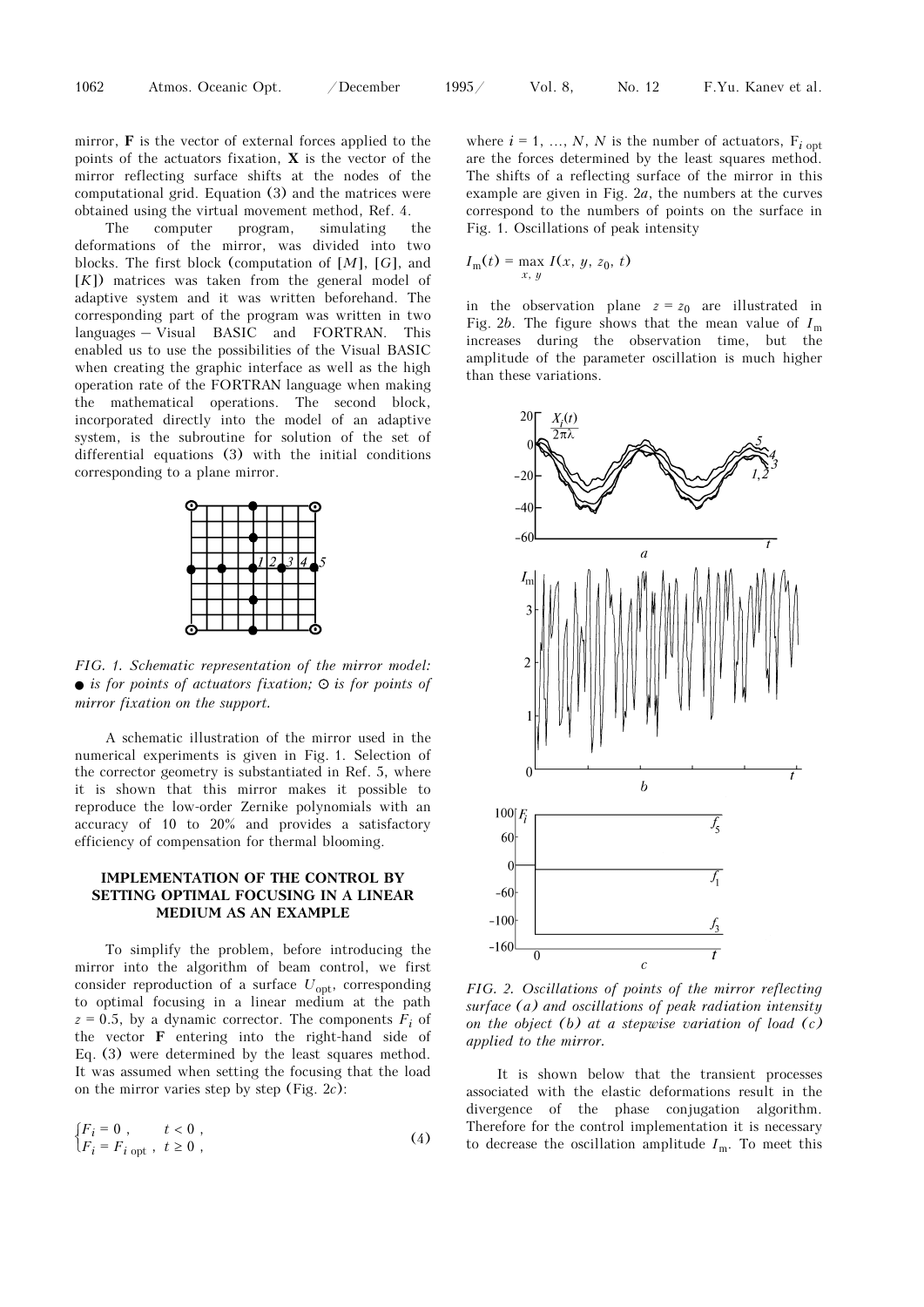mirror, **F** is the vector of external forces applied to the points of the actuators fixation, **X** is the vector of the mirror reflecting surface shifts at the nodes of the computational grid. Equation (3) and the matrices were obtained using the virtual movement method, Ref. 4.

The computer program, simulating the deformations of the mirror, was divided into two blocks. The first block (computation of $[M]$, $[G]$, and $[K]$) matrices was taken from the general model of adaptive system and it was written beforehand. The corresponding part of the program was written in two languages – Visual BASIC and FORTRAN. This enabled us to use the possibilities of the Visual BASIC when creating the graphic interface as well as the high operation rate of the FORTRAN language when making the mathematical operations. The second block, incorporated directly into the model of an adaptive system, is the subroutine for solution of the set of differential equations (3) with the initial conditions corresponding to a plane mirror.

*FIG. 1. Schematic representation of the mirror model: ● is for points of actuators fixation; ⊙ is for points of mirror fixation on the support.*

A schematic illustration of the mirror used in the numerical experiments is given in Fig. 1. Selection of the corrector geometry is substantiated in Ref. 5, where it is shown that this mirror makes it possible to reproduce the low-order Zernike polynomials with an accuracy of 10 to 20% and provides a satisfactory efficiency of compensation for thermal blooming.

## IMPLEMENTATION OF THE CONTROL BY SETTING OPTIMAL FOCUSING IN A LINEAR MEDIUM AS AN EXAMPLE

To simplify the problem, before introducing the mirror into the algorithm of beam control, we first consider reproduction of a surface $U_{\text{opt}}$, corresponding to optimal focusing in a linear medium at the path $z = 0.5$, by a dynamic corrector. The components $F_i$ of the vector **F** entering into the right-hand side of Eq. (3) were determined by the least squares method. It was assumed when setting the focusing that the load on the mirror varies step by step (Fig. 2*c*):

$$\begin{cases} F_i = 0\,, & t < 0\,, \\ F_i = F_{i\ \text{opt}}\,, & t \geq 0\,, \end{cases} \tag{4}$$

where $i = 1, \ldots, N$, $N$ is the number of actuators, $F_{i\ \text{opt}}$ are the forces determined by the least squares method. The shifts of a reflecting surface of the mirror in this example are given in Fig. 2*a*, the numbers at the curves correspond to the numbers of points on the surface in Fig. 1. Oscillations of peak intensity

$$I_{\text{m}}(t) = \max_{x,\, y} I(x,\, y,\, z_0,\, t)$$

in the observation plane $z = z_0$ are illustrated in Fig. 2*b*. The figure shows that the mean value of $I_{\text{m}}$ increases during the observation time, but the amplitude of the parameter oscillation is much higher than these variations.

*FIG. 2. Oscillations of points of the mirror reflecting surface (a) and oscillations of peak radiation intensity on the object (b) at a stepwise variation of load (c) applied to the mirror.*

It is shown below that the transient processes associated with the elastic deformations result in the divergence of the phase conjugation algorithm. Therefore for the control implementation it is necessary to decrease the oscillation amplitude $I_{\text{m}}$. To meet this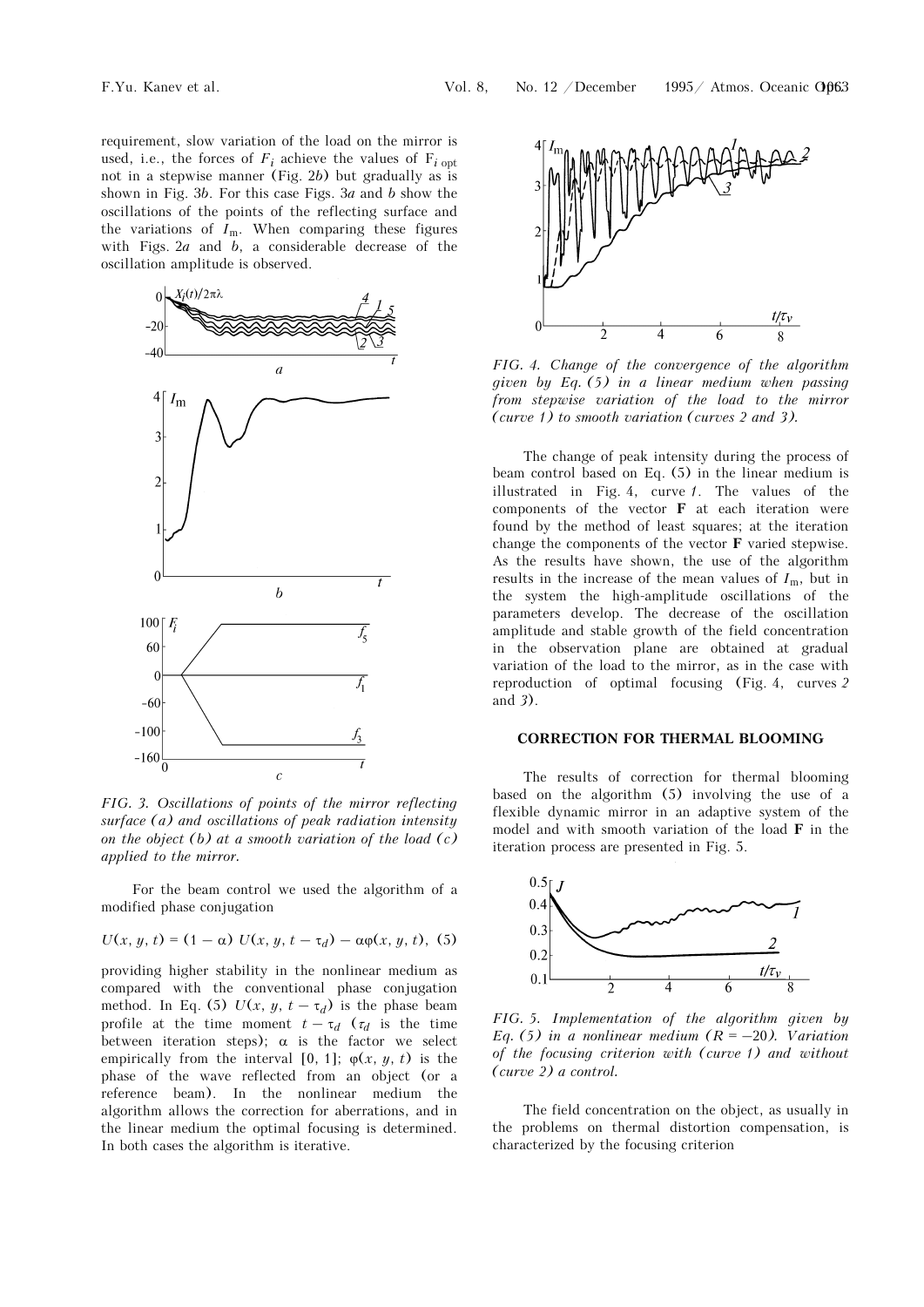requirement, slow variation of the load on the mirror is used, i.e., the forces of $F_i$ achieve the values of $F_{i\ \mathrm{opt}}$ not in a stepwise manner (Fig. 2*b*) but gradually as is shown in Fig. 3*b*. For this case Figs. 3*a* and *b* show the oscillations of the points of the reflecting surface and the variations of $I_m$. When comparing these figures with Figs. 2*a* and *b*, a considerable decrease of the oscillation amplitude is observed.

*FIG. 3. Oscillations of points of the mirror reflecting surface (a) and oscillations of peak radiation intensity on the object (b) at a smooth variation of the load (c) applied to the mirror.*

For the beam control we used the algorithm of a modified phase conjugation

$$U(x, y, t) = (1 - \alpha)\ U(x, y, t - \tau_d) - \alpha\varphi(x, y, t), \quad (5)$$

providing higher stability in the nonlinear medium as compared with the conventional phase conjugation method. In Eq. (5) $U(x, y, t - \tau_d)$ is the phase beam profile at the time moment $t - \tau_d$ ($\tau_d$ is the time between iteration steps); $\alpha$ is the factor we select empirically from the interval [0, 1]; $\varphi(x, y, t)$ is the phase of the wave reflected from an object (or a reference beam). In the nonlinear medium the algorithm allows the correction for aberrations, and in the linear medium the optimal focusing is determined. In both cases the algorithm is iterative.

*FIG. 4. Change of the convergence of the algorithm given by Eq. (5) in a linear medium when passing from stepwise variation of the load to the mirror (curve 1) to smooth variation (curves 2 and 3).*

The change of peak intensity during the process of beam control based on Eq. (5) in the linear medium is illustrated in Fig. 4, curve *1*. The values of the components of the vector **F** at each iteration were found by the method of least squares; at the iteration change the components of the vector **F** varied stepwise. As the results have shown, the use of the algorithm results in the increase of the mean values of $I_m$, but in the system the high-amplitude oscillations of the parameters develop. The decrease of the oscillation amplitude and stable growth of the field concentration in the observation plane are obtained at gradual variation of the load to the mirror, as in the case with reproduction of optimal focusing (Fig. 4, curves *2* and *3*).

## CORRECTION FOR THERMAL BLOOMING

The results of correction for thermal blooming based on the algorithm (5) involving the use of a flexible dynamic mirror in an adaptive system of the model and with smooth variation of the load **F** in the iteration process are presented in Fig. 5.

*FIG. 5. Implementation of the algorithm given by Eq. (5) in a nonlinear medium ($R = -20$). Variation of the focusing criterion with (curve 1) and without (curve 2) a control.*

The field concentration on the object, as usually in the problems on thermal distortion compensation, is characterized by the focusing criterion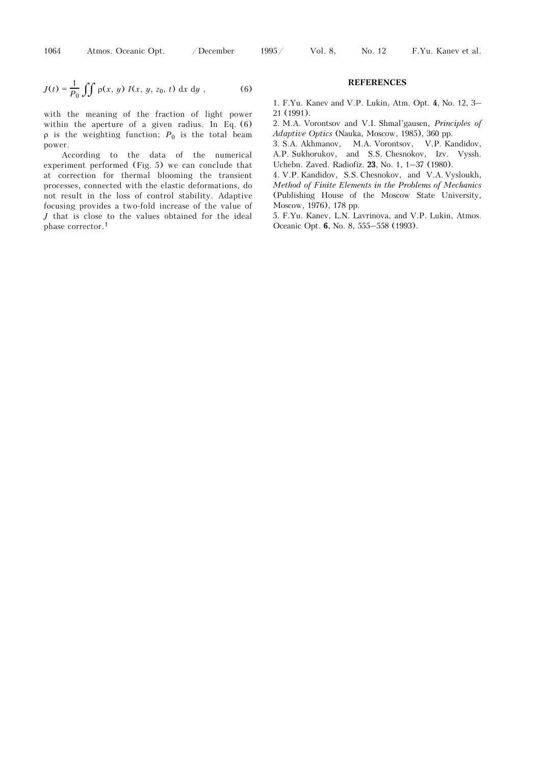$$J(t) = \frac{1}{P_0} \iint \rho(x, y)\, I(x, y, z_0, t)\, \mathrm{d}x\, \mathrm{d}y\,, \qquad (6)$$

with the meaning of the fraction of light power within the aperture of a given radius. In Eq. (6) $\rho$ is the weighting function; $P_0$ is the total beam power.

According to the data of the numerical experiment performed (Fig. 5) we can conclude that at correction for thermal blooming the transient processes, connected with the elastic deformations, do not result in the loss of control stability. Adaptive focusing provides a two-fold increase of the value of $J$ that is close to the values obtained for the ideal phase corrector.[1]

## REFERENCES

1. F.Yu. Kanev and V.P. Lukin, Atm. Opt. **4**, No. 12, 3–21 (1991).
2. M.A. Vorontsov and V.I. Shmal'gausen, *Principles of Adaptive Optics* (Nauka, Moscow, 1985), 360 pp.
3. S.A. Akhmanov, M.A. Vorontsov, V.P. Kandidov, A.P. Sukhorukov, and S.S. Chesnokov, Izv. Vyssh. Uchebn. Zaved. Radiofiz. **23**, No. 1, 1–37 (1980).
4. V.P. Kandidov, S.S. Chesnokov, and V.A. Vysloukh, *Method of Finite Elements in the Problems of Mechanics* (Publishing House of the Moscow State University, Moscow, 1976), 178 pp.
5. F.Yu. Kanev, L.N. Lavrinova, and V.P. Lukin, Atmos. Oceanic Opt. **6**, No. 8, 555–558 (1993).